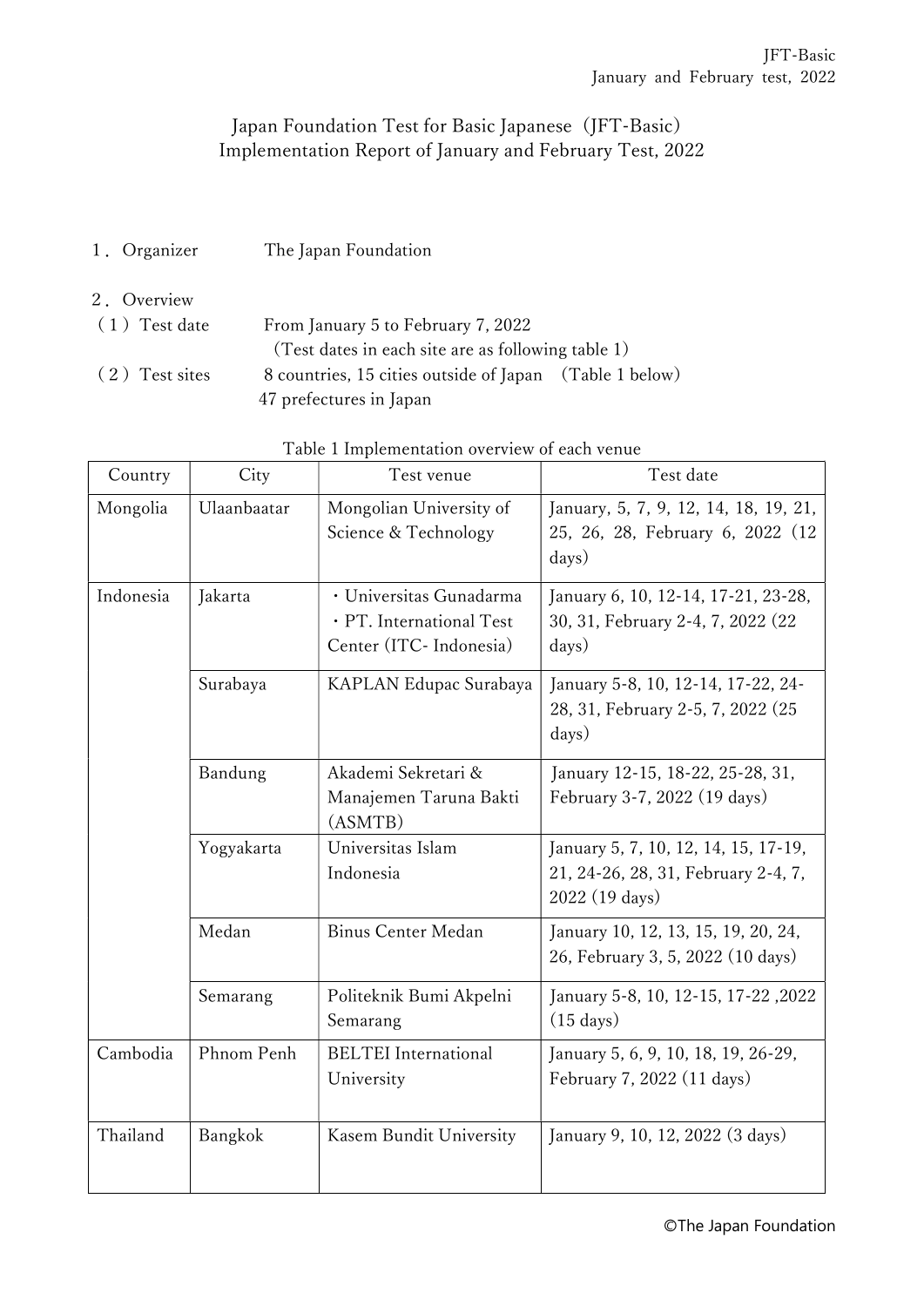# Japan Foundation Test for Basic Japanese（JFT-Basic）
## Implementation Report of January and February Test, 2022

1．Organizer　　The Japan Foundation

2．Overview

（1）Test date　　From January 5 to February 7, 2022

（Test dates in each site are as following table 1）

（2）Test sites　　8 countries, 15 cities outside of Japan　（Table 1 below）

47 prefectures in Japan

Table 1 Implementation overview of each venue

| Country | City | Test venue | Test date |
|---|---|---|---|
| Mongolia | Ulaanbaatar | Mongolian University of Science & Technology | January, 5, 7, 9, 12, 14, 18, 19, 21, 25, 26, 28, February 6, 2022（12 days） |
| Indonesia | Jakarta | ・Universitas Gunadarma<br>・PT. International Test Center (ITC- Indonesia) | January 6, 10, 12-14, 17-21, 23-28, 30, 31, February 2-4, 7, 2022 (22 days) |
| | Surabaya | KAPLAN Edupac Surabaya | January 5-8, 10, 12-14, 17-22, 24-28, 31, February 2-5, 7, 2022 (25 days) |
| | Bandung | Akademi Sekretari & Manajemen Taruna Bakti (ASMTB) | January 12-15, 18-22, 25-28, 31, February 3-7, 2022 (19 days) |
| | Yogyakarta | Universitas Islam Indonesia | January 5, 7, 10, 12, 14, 15, 17-19, 21, 24-26, 28, 31, February 2-4, 7, 2022 (19 days) |
| | Medan | Binus Center Medan | January 10, 12, 13, 15, 19, 20, 24, 26, February 3, 5, 2022 (10 days) |
| | Semarang | Politeknik Bumi Akpelni Semarang | January 5-8, 10, 12-15, 17-22 ,2022 (15 days) |
| Cambodia | Phnom Penh | BELTEI International University | January 5, 6, 9, 10, 18, 19, 26-29, February 7, 2022 (11 days) |
| Thailand | Bangkok | Kasem Bundit University | January 9, 10, 12, 2022 (3 days) |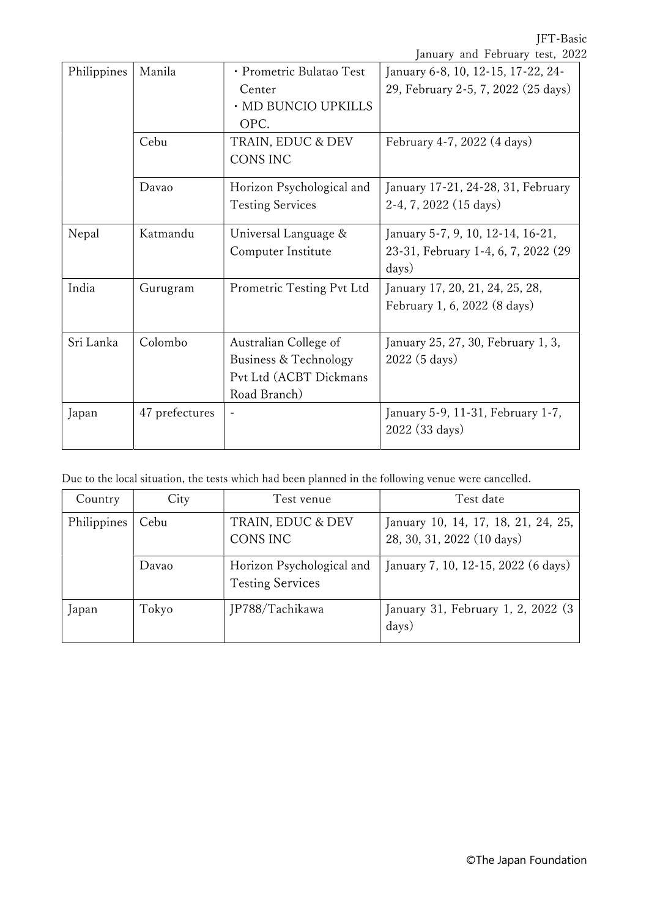| Philippines | Manila | ・Prometric Bulatao Test Center<br>・MD BUNCIO UPKILLS OPC. | January 6-8, 10, 12-15, 17-22, 24-29, February 2-5, 7, 2022 (25 days) |
|---|---|---|---|
| | Cebu | TRAIN, EDUC & DEV CONS INC | February 4-7, 2022 (4 days) |
| | Davao | Horizon Psychological and Testing Services | January 17-21, 24-28, 31, February 2-4, 7, 2022 (15 days) |
| Nepal | Katmandu | Universal Language & Computer Institute | January 5-7, 9, 10, 12-14, 16-21, 23-31, February 1-4, 6, 7, 2022 (29 days) |
| India | Gurugram | Prometric Testing Pvt Ltd | January 17, 20, 21, 24, 25, 28, February 1, 6, 2022 (8 days) |
| Sri Lanka | Colombo | Australian College of Business & Technology Pvt Ltd (ACBT Dickmans Road Branch) | January 25, 27, 30, February 1, 3, 2022 (5 days) |
| Japan | 47 prefectures | - | January 5-9, 11-31, February 1-7, 2022 (33 days) |

Due to the local situation, the tests which had been planned in the following venue were cancelled.

| Country | City | Test venue | Test date |
|---|---|---|---|
| Philippines | Cebu | TRAIN, EDUC & DEV CONS INC | January 10, 14, 17, 18, 21, 24, 25, 28, 30, 31, 2022 (10 days) |
| | Davao | Horizon Psychological and Testing Services | January 7, 10, 12-15, 2022 (6 days) |
| Japan | Tokyo | JP788/Tachikawa | January 31, February 1, 2, 2022 (3 days) |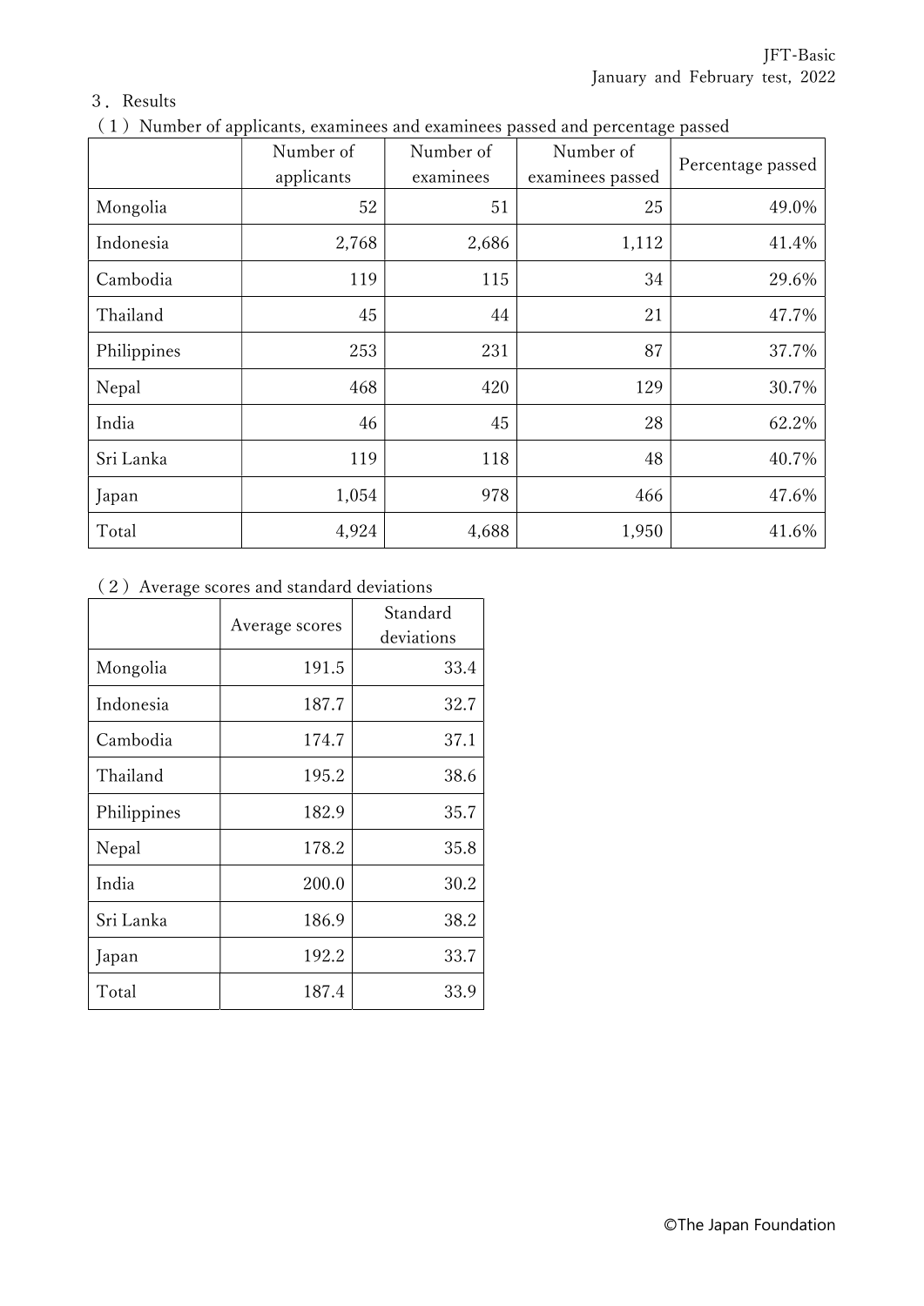## 3．Results

（1）Number of applicants, examinees and examinees passed and percentage passed

| | Number of applicants | Number of examinees | Number of examinees passed | Percentage passed |
|---|---|---|---|---|
| Mongolia | 52 | 51 | 25 | 49.0% |
| Indonesia | 2,768 | 2,686 | 1,112 | 41.4% |
| Cambodia | 119 | 115 | 34 | 29.6% |
| Thailand | 45 | 44 | 21 | 47.7% |
| Philippines | 253 | 231 | 87 | 37.7% |
| Nepal | 468 | 420 | 129 | 30.7% |
| India | 46 | 45 | 28 | 62.2% |
| Sri Lanka | 119 | 118 | 48 | 40.7% |
| Japan | 1,054 | 978 | 466 | 47.6% |
| Total | 4,924 | 4,688 | 1,950 | 41.6% |

（2）Average scores and standard deviations

| | Average scores | Standard deviations |
|---|---|---|
| Mongolia | 191.5 | 33.4 |
| Indonesia | 187.7 | 32.7 |
| Cambodia | 174.7 | 37.1 |
| Thailand | 195.2 | 38.6 |
| Philippines | 182.9 | 35.7 |
| Nepal | 178.2 | 35.8 |
| India | 200.0 | 30.2 |
| Sri Lanka | 186.9 | 38.2 |
| Japan | 192.2 | 33.7 |
| Total | 187.4 | 33.9 |